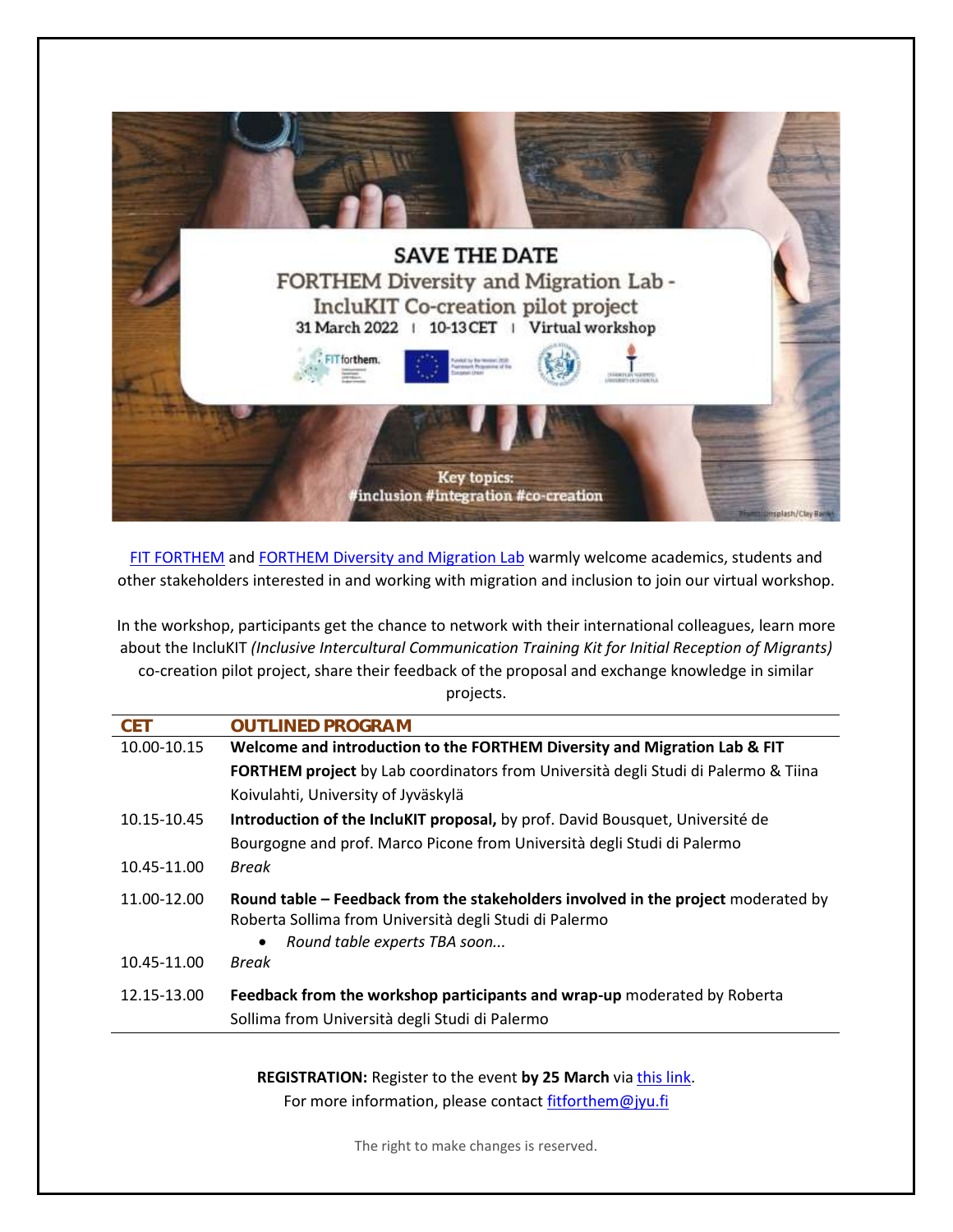# SAVE THE DATE

## FORTHEM Diversity and Migration Lab - IncluKIT Co-creation pilot project

31 March 2022 | 10-13 CET | Virtual workshop

Key topics:
#inclusion #integration #co-creation

FIT FORTHEM and FORTHEM Diversity and Migration Lab warmly welcome academics, students and other stakeholders interested in and working with migration and inclusion to join our virtual workshop.

In the workshop, participants get the chance to network with their international colleagues, learn more about the IncluKIT *(Inclusive Intercultural Communication Training Kit for Initial Reception of Migrants)* co-creation pilot project, share their feedback of the proposal and exchange knowledge in similar projects.

| CET | OUTLINED PROGRAM |
|---|---|
| 10.00-10.15 | **Welcome and introduction to the FORTHEM Diversity and Migration Lab & FIT FORTHEM project** by Lab coordinators from Università degli Studi di Palermo & Tiina Koivulahti, University of Jyväskylä |
| 10.15-10.45 | **Introduction of the IncluKIT proposal,** by prof. David Bousquet, Université de Bourgogne and prof. Marco Picone from Università degli Studi di Palermo |
| 10.45-11.00 | *Break* |
| 11.00-12.00 | **Round table – Feedback from the stakeholders involved in the project** moderated by Roberta Sollima from Università degli Studi di Palermo<br>• *Round table experts TBA soon...* |
| 10.45-11.00 | *Break* |
| 12.15-13.00 | **Feedback from the workshop participants and wrap-up** moderated by Roberta Sollima from Università degli Studi di Palermo |

**REGISTRATION:** Register to the event **by 25 March** via this link.
For more information, please contact fitforthem@jyu.fi

The right to make changes is reserved.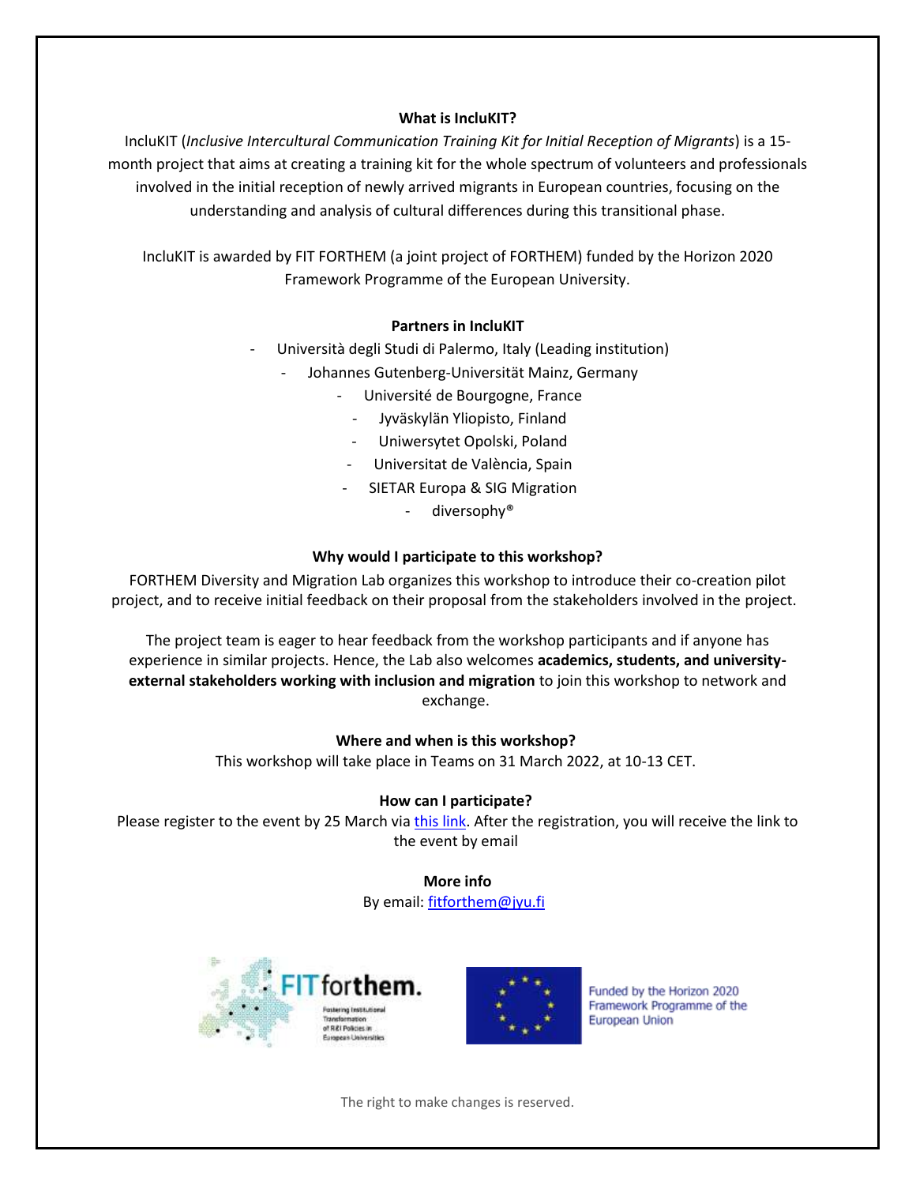**What is IncluKIT?**

IncluKIT (*Inclusive Intercultural Communication Training Kit for Initial Reception of Migrants*) is a 15-month project that aims at creating a training kit for the whole spectrum of volunteers and professionals involved in the initial reception of newly arrived migrants in European countries, focusing on the understanding and analysis of cultural differences during this transitional phase.

IncluKIT is awarded by FIT FORTHEM (a joint project of FORTHEM) funded by the Horizon 2020 Framework Programme of the European University.

**Partners in IncluKIT**

- Università degli Studi di Palermo, Italy (Leading institution)
- Johannes Gutenberg-Universität Mainz, Germany
- Université de Bourgogne, France
- Jyväskylän Yliopisto, Finland
- Uniwersytet Opolski, Poland
- Universitat de València, Spain
- SIETAR Europa & SIG Migration
- diversophy®

**Why would I participate to this workshop?**

FORTHEM Diversity and Migration Lab organizes this workshop to introduce their co-creation pilot project, and to receive initial feedback on their proposal from the stakeholders involved in the project.

The project team is eager to hear feedback from the workshop participants and if anyone has experience in similar projects. Hence, the Lab also welcomes **academics, students, and university-external stakeholders working with inclusion and migration** to join this workshop to network and exchange.

**Where and when is this workshop?**

This workshop will take place in Teams on 31 March 2022, at 10-13 CET.

**How can I participate?**

Please register to the event by 25 March via this link. After the registration, you will receive the link to the event by email

**More info**

By email: fitforthem@jyu.fi

FITforthem. Fostering Institutional Transformation of R&I Policies in European Universities

Funded by the Horizon 2020 Framework Programme of the European Union

The right to make changes is reserved.